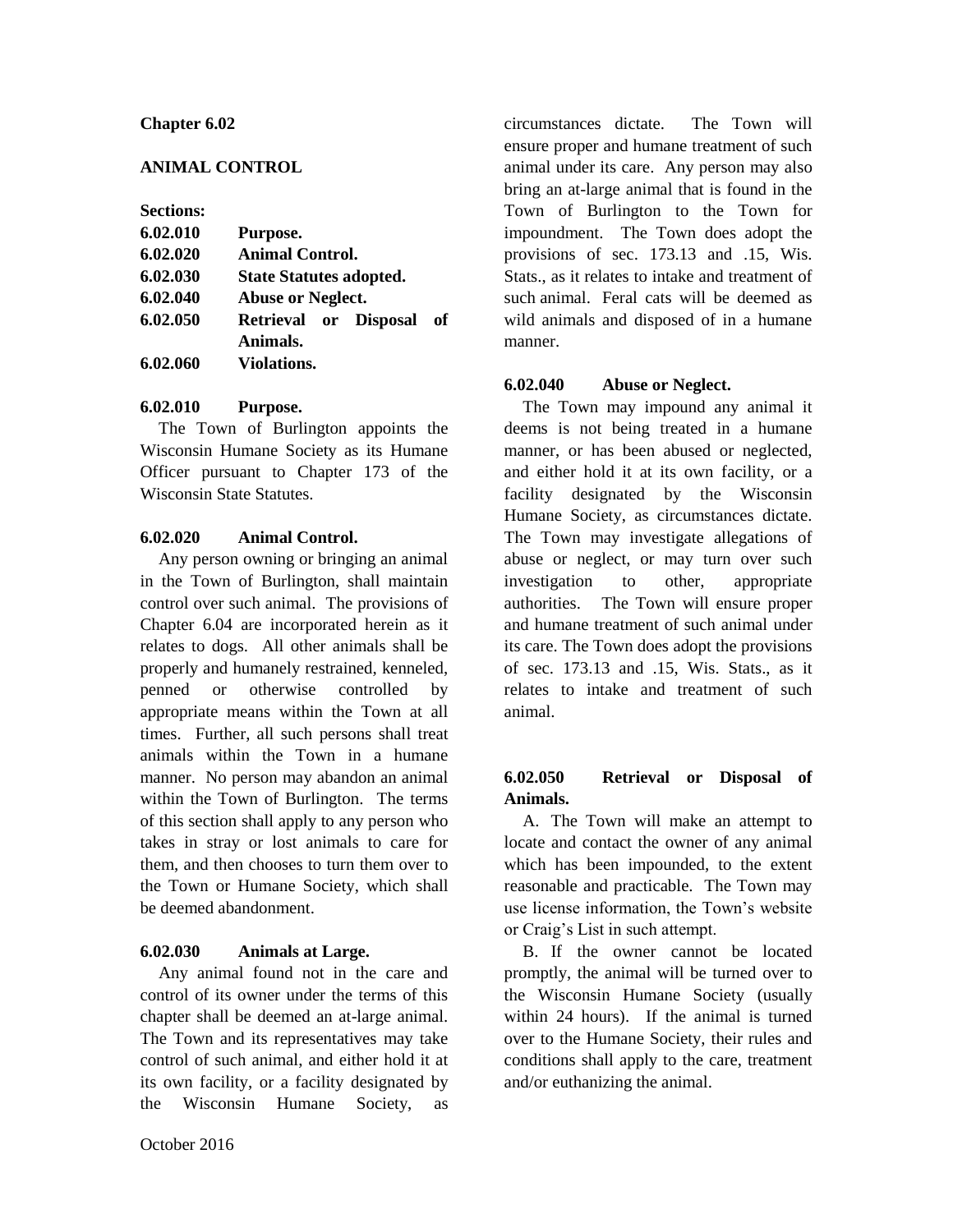# Chapter 6.02

## ANIMAL CONTROL

**Sections:**

| | |
|---|---|
| **6.02.010** | **Purpose.** |
| **6.02.020** | **Animal Control.** |
| **6.02.030** | **State Statutes adopted.** |
| **6.02.040** | **Abuse or Neglect.** |
| **6.02.050** | **Retrieval or Disposal of Animals.** |
| **6.02.060** | **Violations.** |

### 6.02.010 Purpose.

The Town of Burlington appoints the Wisconsin Humane Society as its Humane Officer pursuant to Chapter 173 of the Wisconsin State Statutes.

### 6.02.020 Animal Control.

Any person owning or bringing an animal in the Town of Burlington, shall maintain control over such animal. The provisions of Chapter 6.04 are incorporated herein as it relates to dogs. All other animals shall be properly and humanely restrained, kenneled, penned or otherwise controlled by appropriate means within the Town at all times. Further, all such persons shall treat animals within the Town in a humane manner. No person may abandon an animal within the Town of Burlington. The terms of this section shall apply to any person who takes in stray or lost animals to care for them, and then chooses to turn them over to the Town or Humane Society, which shall be deemed abandonment.

### 6.02.030 Animals at Large.

Any animal found not in the care and control of its owner under the terms of this chapter shall be deemed an at-large animal. The Town and its representatives may take control of such animal, and either hold it at its own facility, or a facility designated by the Wisconsin Humane Society, as circumstances dictate. The Town will ensure proper and humane treatment of such animal under its care. Any person may also bring an at-large animal that is found in the Town of Burlington to the Town for impoundment. The Town does adopt the provisions of sec. 173.13 and .15, Wis. Stats., as it relates to intake and treatment of such animal. Feral cats will be deemed as wild animals and disposed of in a humane manner.

### 6.02.040 Abuse or Neglect.

The Town may impound any animal it deems is not being treated in a humane manner, or has been abused or neglected, and either hold it at its own facility, or a facility designated by the Wisconsin Humane Society, as circumstances dictate. The Town may investigate allegations of abuse or neglect, or may turn over such investigation to other, appropriate authorities. The Town will ensure proper and humane treatment of such animal under its care. The Town does adopt the provisions of sec. 173.13 and .15, Wis. Stats., as it relates to intake and treatment of such animal.

### 6.02.050 Retrieval or Disposal of Animals.

A. The Town will make an attempt to locate and contact the owner of any animal which has been impounded, to the extent reasonable and practicable. The Town may use license information, the Town's website or Craig's List in such attempt.

B. If the owner cannot be located promptly, the animal will be turned over to the Wisconsin Humane Society (usually within 24 hours). If the animal is turned over to the Humane Society, their rules and conditions shall apply to the care, treatment and/or euthanizing the animal.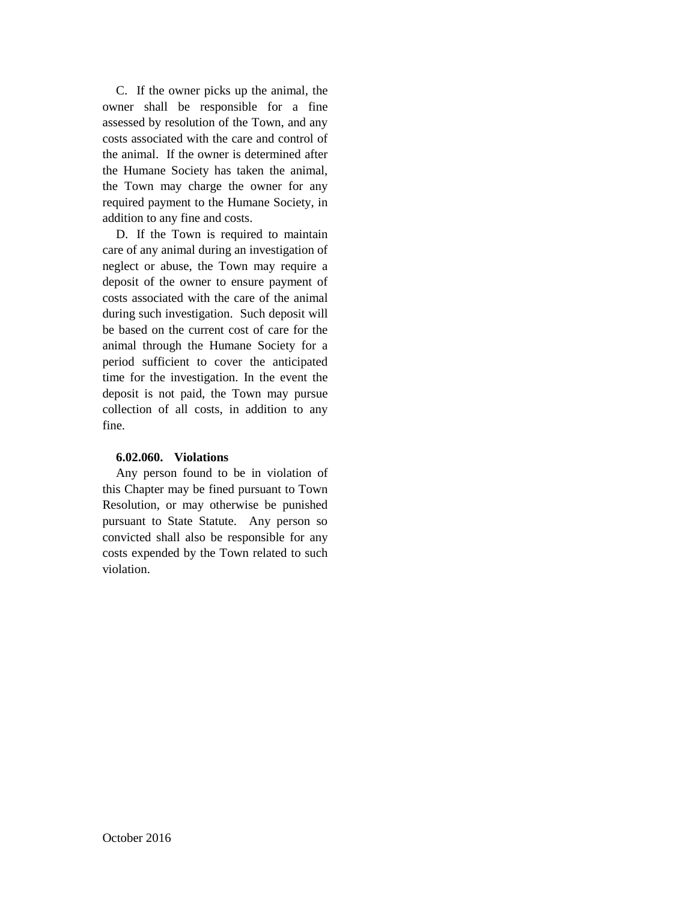C. If the owner picks up the animal, the owner shall be responsible for a fine assessed by resolution of the Town, and any costs associated with the care and control of the animal. If the owner is determined after the Humane Society has taken the animal, the Town may charge the owner for any required payment to the Humane Society, in addition to any fine and costs.

D. If the Town is required to maintain care of any animal during an investigation of neglect or abuse, the Town may require a deposit of the owner to ensure payment of costs associated with the care of the animal during such investigation. Such deposit will be based on the current cost of care for the animal through the Humane Society for a period sufficient to cover the anticipated time for the investigation. In the event the deposit is not paid, the Town may pursue collection of all costs, in addition to any fine.

**6.02.060. Violations**

Any person found to be in violation of this Chapter may be fined pursuant to Town Resolution, or may otherwise be punished pursuant to State Statute. Any person so convicted shall also be responsible for any costs expended by the Town related to such violation.